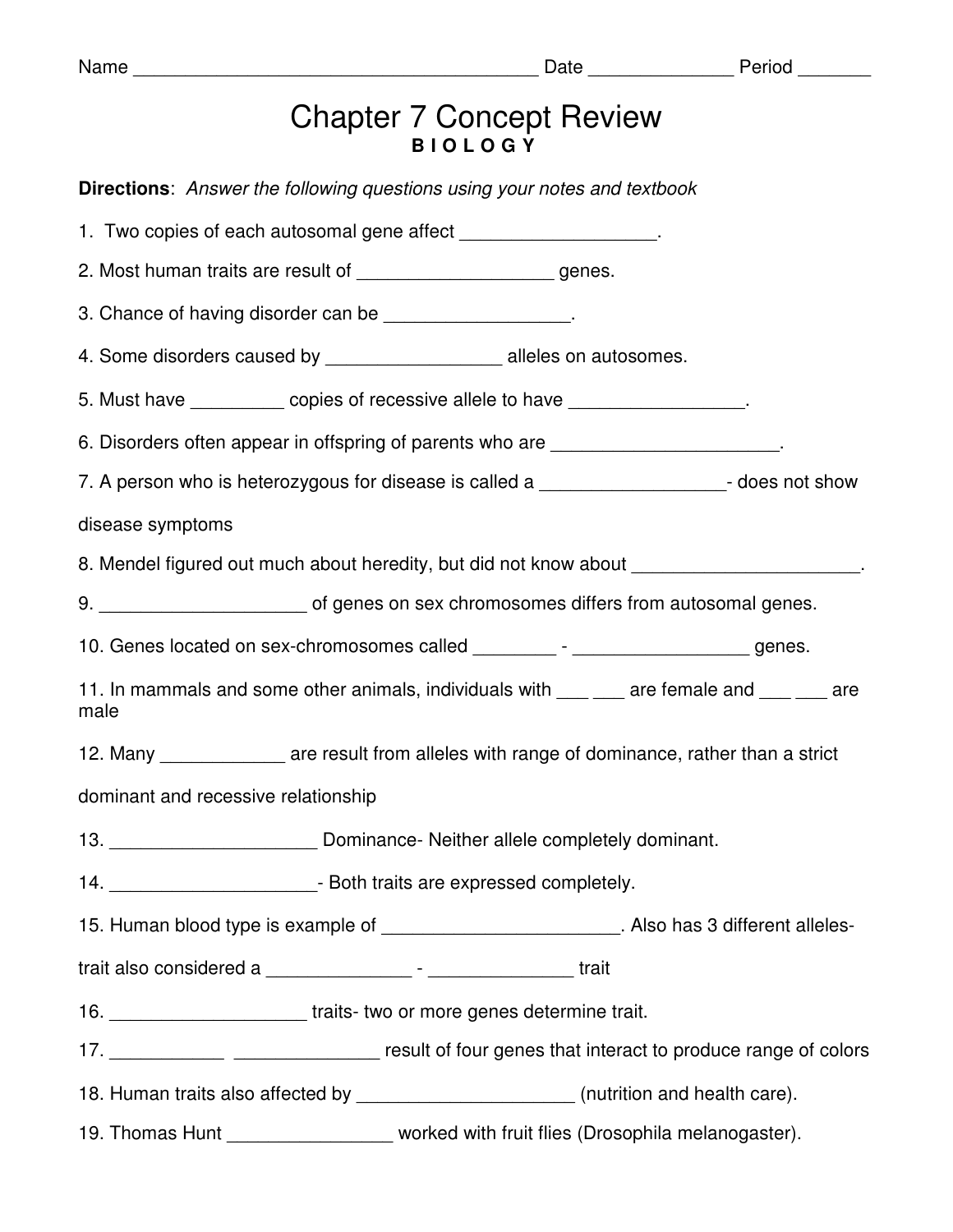Name _______________________________________ Date ______________ Period _______

# Chapter 7 Concept Review

**B I O L O G Y**

**Directions**: *Answer the following questions using your notes and textbook*

1. Two copies of each autosomal gene affect ___________________.

2. Most human traits are result of ___________________ genes.

3. Chance of having disorder can be __________________.

4. Some disorders caused by _________________ alleles on autosomes.

5. Must have _________ copies of recessive allele to have _________________.

6. Disorders often appear in offspring of parents who are ______________________.

7. A person who is heterozygous for disease is called a __________________- does not show disease symptoms

8. Mendel figured out much about heredity, but did not know about ______________________.

9. ____________________ of genes on sex chromosomes differs from autosomal genes.

10. Genes located on sex-chromosomes called ________ - _________________ genes.

11. In mammals and some other animals, individuals with ___ ___ are female and ___ ___ are male

12. Many ____________ are result from alleles with range of dominance, rather than a strict dominant and recessive relationship

13. ____________________ Dominance- Neither allele completely dominant.

14. ____________________- Both traits are expressed completely.

15. Human blood type is example of _______________________. Also has 3 different alleles- trait also considered a ______________ - ______________ trait

16. ___________________ traits- two or more genes determine trait.

17. ___________ ______________ result of four genes that interact to produce range of colors

18. Human traits also affected by _____________________ (nutrition and health care).

19. Thomas Hunt ________________ worked with fruit flies (Drosophila melanogaster).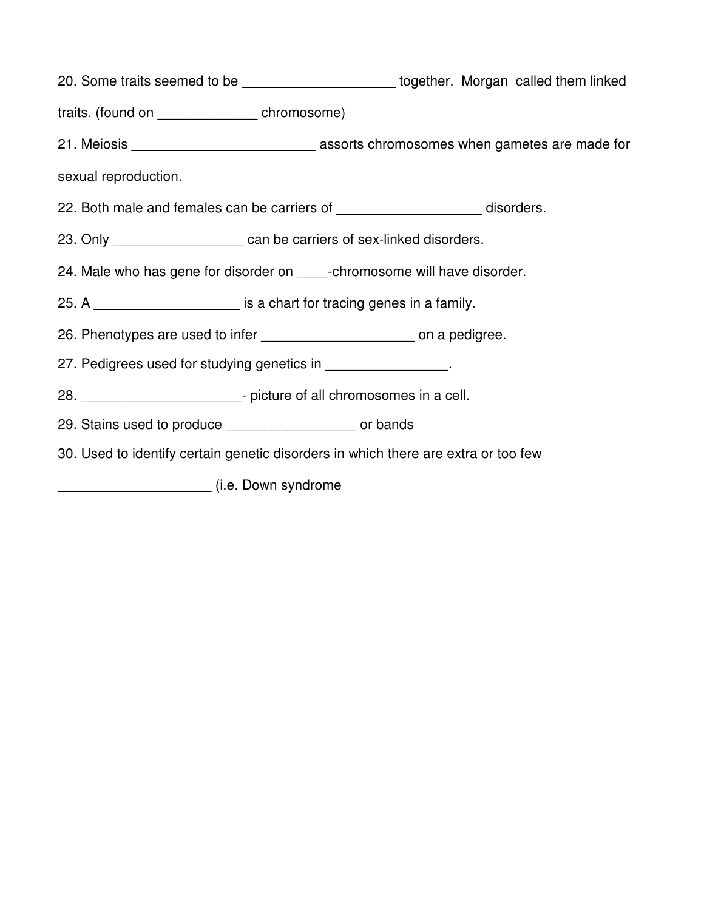20. Some traits seemed to be ____________________ together. Morgan called them linked traits. (found on _____________ chromosome)

21. Meiosis ________________________ assorts chromosomes when gametes are made for sexual reproduction.

22. Both male and females can be carriers of ___________________ disorders.

23. Only _________________ can be carriers of sex-linked disorders.

24. Male who has gene for disorder on ____-chromosome will have disorder.

25. A ___________________ is a chart for tracing genes in a family.

26. Phenotypes are used to infer ____________________ on a pedigree.

27. Pedigrees used for studying genetics in ________________.

28. _____________________- picture of all chromosomes in a cell.

29. Stains used to produce _________________ or bands

30. Used to identify certain genetic disorders in which there are extra or too few ____________________ (i.e. Down syndrome